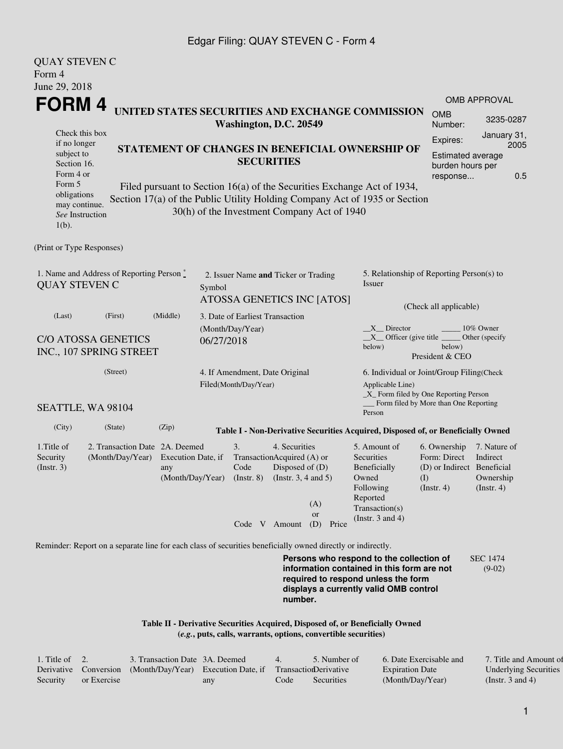QUAY STEVEN C
Form 4
June 29, 2018

# FORM 4

Check this box if no longer subject to Section 16. Form 4 or Form 5 obligations may continue. *See* Instruction 1(b).

## UNITED STATES SECURITIES AND EXCHANGE COMMISSION
**Washington, D.C. 20549**

## STATEMENT OF CHANGES IN BENEFICIAL OWNERSHIP OF SECURITIES

Filed pursuant to Section 16(a) of the Securities Exchange Act of 1934, Section 17(a) of the Public Utility Holding Company Act of 1935 or Section 30(h) of the Investment Company Act of 1940

| OMB APPROVAL | |
|---|---|
| OMB Number: | 3235-0287 |
| Expires: | January 31, 2005 |
| Estimated average burden hours per response... | 0.5 |

(Print or Type Responses)

1. Name and Address of Reporting Person *
QUAY STEVEN C
(Last) (First) (Middle)
C/O ATOSSA GENETICS INC., 107 SPRING STREET
(Street)
SEATTLE, WA 98104
(City) (State) (Zip)

2. Issuer Name **and** Ticker or Trading Symbol
ATOSSA GENETICS INC [ATOS]

3. Date of Earliest Transaction (Month/Day/Year)
06/27/2018

4. If Amendment, Date Original Filed(Month/Day/Year)

5. Relationship of Reporting Person(s) to Issuer
(Check all applicable)
\_\_X\_\_ Director \_\_\_\_\_ 10% Owner
\_\_X\_\_ Officer (give title below) \_\_\_\_\_ Other (specify below)
President & CEO

6. Individual or Joint/Group Filing(Check Applicable Line)
\_X\_ Form filed by One Reporting Person
\_\_\_ Form filed by More than One Reporting Person

**Table I - Non-Derivative Securities Acquired, Disposed of, or Beneficially Owned**

| 1.Title of Security (Instr. 3) | 2. Transaction Date (Month/Day/Year) | 2A. Deemed Execution Date, if any (Month/Day/Year) | 3. Transaction Code (Instr. 8) | | 4. Securities Acquired (A) or Disposed of (D) (Instr. 3, 4 and 5) | | | 5. Amount of Securities Beneficially Owned Following Reported Transaction(s) (Instr. 3 and 4) | 6. Ownership Form: Direct (D) or Indirect (I) (Instr. 4) | 7. Nature of Indirect Beneficial Ownership (Instr. 4) |
|---|---|---|---|---|---|---|---|---|---|---|
| | | | Code | V | Amount | (A) or (D) | Price | | | |

Reminder: Report on a separate line for each class of securities beneficially owned directly or indirectly.

**Persons who respond to the collection of information contained in this form are not required to respond unless the form displays a currently valid OMB control number.**

SEC 1474 (9-02)

**Table II - Derivative Securities Acquired, Disposed of, or Beneficially Owned**
**(*e.g.*, puts, calls, warrants, options, convertible securities)**

| 1. Title of Derivative Security | 2. Conversion or Exercise | 3. Transaction Date (Month/Day/Year) | 3A. Deemed Execution Date, if any | 4. Transaction Code | 5. Number of Derivative Securities | 6. Date Exercisable and Expiration Date (Month/Day/Year) | 7. Title and Amount of Underlying Securities (Instr. 3 and 4) |
|---|---|---|---|---|---|---|---|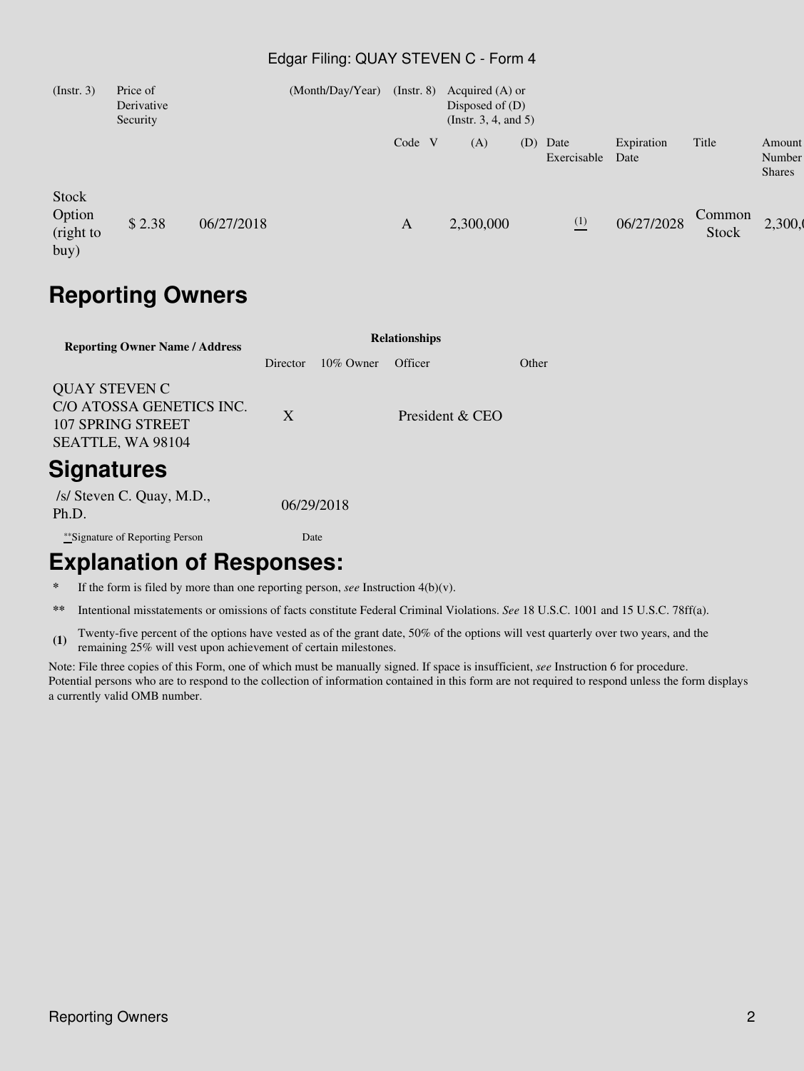| (Instr. 3) | Price of Derivative Security | | (Month/Day/Year) | (Instr. 8) | | Acquired (A) or Disposed of (D) (Instr. 3, 4, and 5) | | | | | |
|---|---|---|---|---|---|---|---|---|---|---|---|
| | | | | Code | V | (A) | (D) | Date Exercisable | Expiration Date | Title | Amount Number Shares |
| Stock Option (right to buy) | $ 2.38 | 06/27/2018 | | A | | 2,300,000 | | (1) | 06/27/2028 | Common Stock | 2,300,( |

## Reporting Owners

| Reporting Owner Name / Address | Relationships | | | |
|---|---|---|---|---|
| | Director | 10% Owner | Officer | Other |
| QUAY STEVEN C<br>C/O ATOSSA GENETICS INC.<br>107 SPRING STREET<br>SEATTLE, WA 98104 | X | | President & CEO | |

## Signatures

| | |
|---|---|
| /s/ Steven C. Quay, M.D., Ph.D. | 06/29/2018 |
| **Signature of Reporting Person | Date |

## Explanation of Responses:

* If the form is filed by more than one reporting person, *see* Instruction 4(b)(v).

** Intentional misstatements or omissions of facts constitute Federal Criminal Violations. *See* 18 U.S.C. 1001 and 15 U.S.C. 78ff(a).

**(1)** Twenty-five percent of the options have vested as of the grant date, 50% of the options will vest quarterly over two years, and the remaining 25% will vest upon achievement of certain milestones.

Note: File three copies of this Form, one of which must be manually signed. If space is insufficient, *see* Instruction 6 for procedure.
Potential persons who are to respond to the collection of information contained in this form are not required to respond unless the form displays a currently valid OMB number.